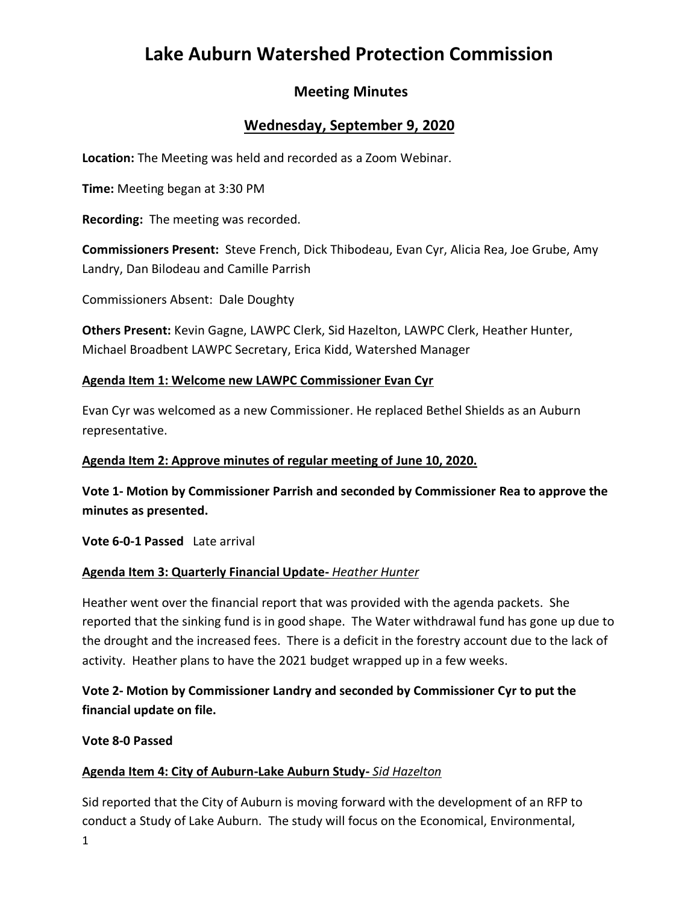# Lake Auburn Watershed Protection Commission

## Meeting Minutes

## Wednesday, September 9, 2020

**Location:** The Meeting was held and recorded as a Zoom Webinar.

**Time:** Meeting began at 3:30 PM

**Recording:** The meeting was recorded.

**Commissioners Present:** Steve French, Dick Thibodeau, Evan Cyr, Alicia Rea, Joe Grube, Amy Landry, Dan Bilodeau and Camille Parrish

Commissioners Absent: Dale Doughty

**Others Present:** Kevin Gagne, LAWPC Clerk, Sid Hazelton, LAWPC Clerk, Heather Hunter, Michael Broadbent LAWPC Secretary, Erica Kidd, Watershed Manager

**Agenda Item 1: Welcome new LAWPC Commissioner Evan Cyr**

Evan Cyr was welcomed as a new Commissioner. He replaced Bethel Shields as an Auburn representative.

**Agenda Item 2: Approve minutes of regular meeting of June 10, 2020.**

**Vote 1- Motion by Commissioner Parrish and seconded by Commissioner Rea to approve the minutes as presented.**

**Vote 6-0-1 Passed** Late arrival

**Agenda Item 3: Quarterly Financial Update-** ***Heather Hunter***

Heather went over the financial report that was provided with the agenda packets. She reported that the sinking fund is in good shape. The Water withdrawal fund has gone up due to the drought and the increased fees. There is a deficit in the forestry account due to the lack of activity. Heather plans to have the 2021 budget wrapped up in a few weeks.

**Vote 2- Motion by Commissioner Landry and seconded by Commissioner Cyr to put the financial update on file.**

**Vote 8-0 Passed**

**Agenda Item 4: City of Auburn-Lake Auburn Study-** ***Sid Hazelton***

Sid reported that the City of Auburn is moving forward with the development of an RFP to conduct a Study of Lake Auburn. The study will focus on the Economical, Environmental,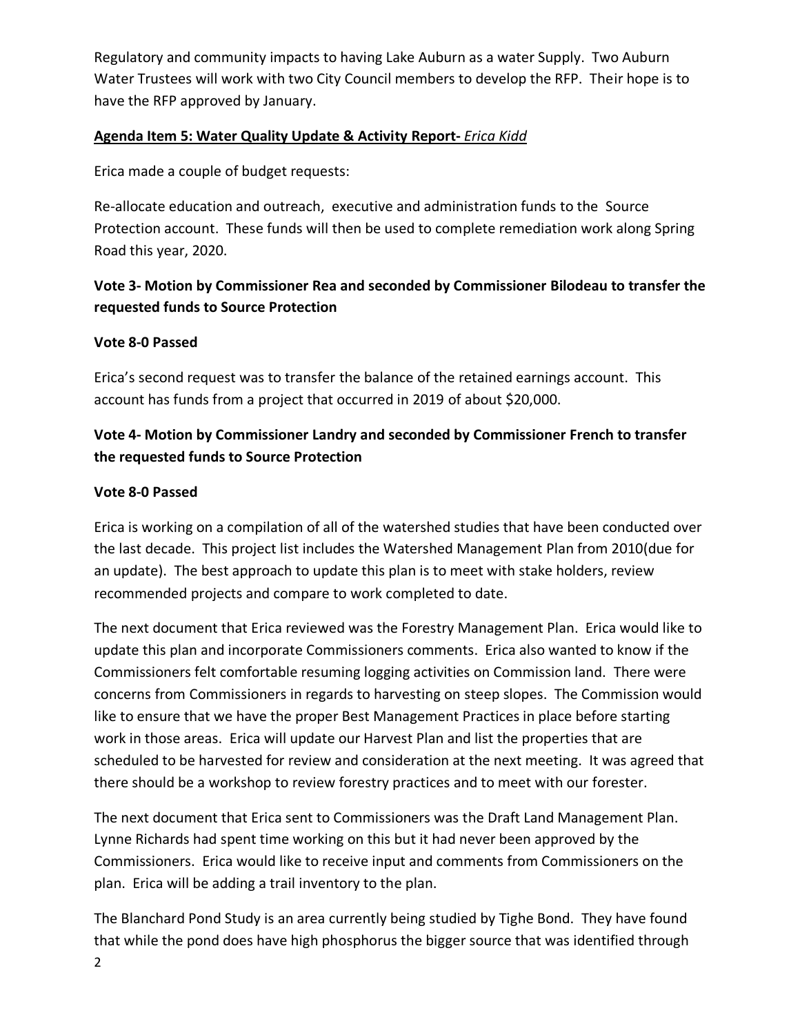Regulatory and community impacts to having Lake Auburn as a water Supply. Two Auburn Water Trustees will work with two City Council members to develop the RFP. Their hope is to have the RFP approved by January.

**Agenda Item 5: Water Quality Update & Activity Report-** ***Erica Kidd***

Erica made a couple of budget requests:

Re-allocate education and outreach, executive and administration funds to the Source Protection account. These funds will then be used to complete remediation work along Spring Road this year, 2020.

**Vote 3- Motion by Commissioner Rea and seconded by Commissioner Bilodeau to transfer the requested funds to Source Protection**

**Vote 8-0 Passed**

Erica's second request was to transfer the balance of the retained earnings account. This account has funds from a project that occurred in 2019 of about $20,000.

**Vote 4- Motion by Commissioner Landry and seconded by Commissioner French to transfer the requested funds to Source Protection**

**Vote 8-0 Passed**

Erica is working on a compilation of all of the watershed studies that have been conducted over the last decade. This project list includes the Watershed Management Plan from 2010(due for an update). The best approach to update this plan is to meet with stake holders, review recommended projects and compare to work completed to date.

The next document that Erica reviewed was the Forestry Management Plan. Erica would like to update this plan and incorporate Commissioners comments. Erica also wanted to know if the Commissioners felt comfortable resuming logging activities on Commission land. There were concerns from Commissioners in regards to harvesting on steep slopes. The Commission would like to ensure that we have the proper Best Management Practices in place before starting work in those areas. Erica will update our Harvest Plan and list the properties that are scheduled to be harvested for review and consideration at the next meeting. It was agreed that there should be a workshop to review forestry practices and to meet with our forester.

The next document that Erica sent to Commissioners was the Draft Land Management Plan. Lynne Richards had spent time working on this but it had never been approved by the Commissioners. Erica would like to receive input and comments from Commissioners on the plan. Erica will be adding a trail inventory to the plan.

The Blanchard Pond Study is an area currently being studied by Tighe Bond. They have found that while the pond does have high phosphorus the bigger source that was identified through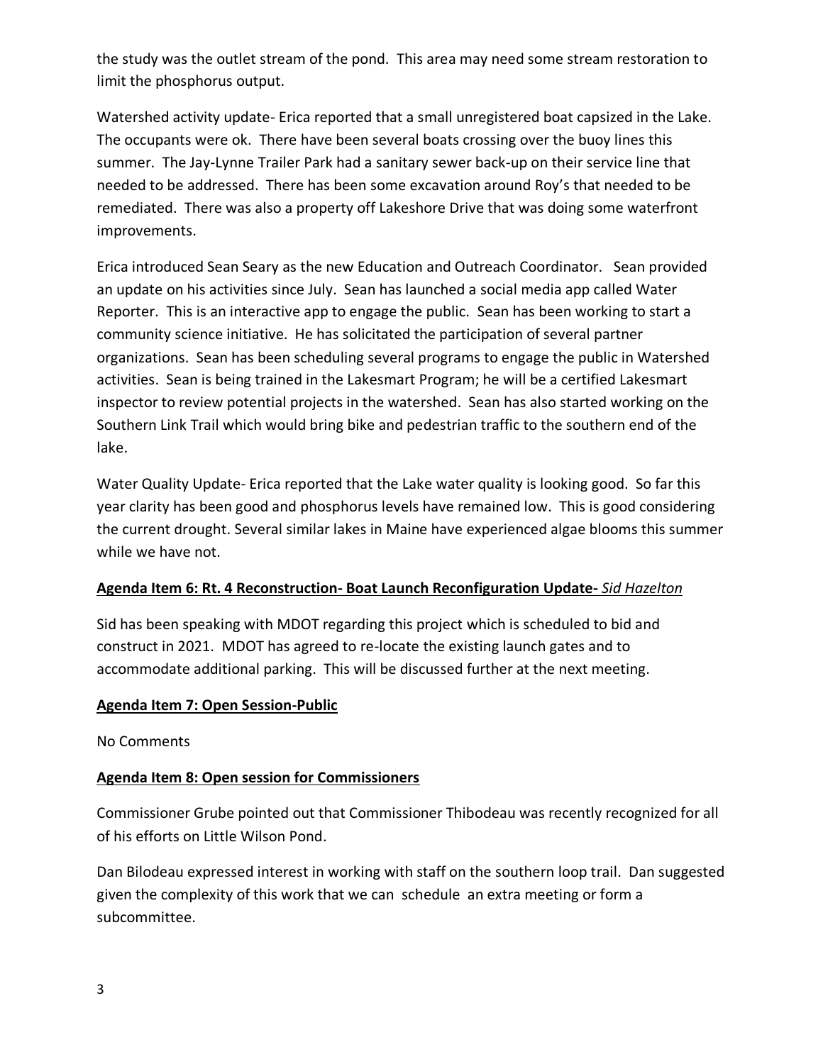the study was the outlet stream of the pond. This area may need some stream restoration to limit the phosphorus output.

Watershed activity update- Erica reported that a small unregistered boat capsized in the Lake. The occupants were ok. There have been several boats crossing over the buoy lines this summer. The Jay-Lynne Trailer Park had a sanitary sewer back-up on their service line that needed to be addressed. There has been some excavation around Roy's that needed to be remediated. There was also a property off Lakeshore Drive that was doing some waterfront improvements.

Erica introduced Sean Seary as the new Education and Outreach Coordinator. Sean provided an update on his activities since July. Sean has launched a social media app called Water Reporter. This is an interactive app to engage the public. Sean has been working to start a community science initiative. He has solicitated the participation of several partner organizations. Sean has been scheduling several programs to engage the public in Watershed activities. Sean is being trained in the Lakesmart Program; he will be a certified Lakesmart inspector to review potential projects in the watershed. Sean has also started working on the Southern Link Trail which would bring bike and pedestrian traffic to the southern end of the lake.

Water Quality Update- Erica reported that the Lake water quality is looking good. So far this year clarity has been good and phosphorus levels have remained low. This is good considering the current drought. Several similar lakes in Maine have experienced algae blooms this summer while we have not.

**Agenda Item 6: Rt. 4 Reconstruction- Boat Launch Reconfiguration Update-** *Sid Hazelton*

Sid has been speaking with MDOT regarding this project which is scheduled to bid and construct in 2021. MDOT has agreed to re-locate the existing launch gates and to accommodate additional parking. This will be discussed further at the next meeting.

**Agenda Item 7: Open Session-Public**

No Comments

**Agenda Item 8: Open session for Commissioners**

Commissioner Grube pointed out that Commissioner Thibodeau was recently recognized for all of his efforts on Little Wilson Pond.

Dan Bilodeau expressed interest in working with staff on the southern loop trail. Dan suggested given the complexity of this work that we can schedule an extra meeting or form a subcommittee.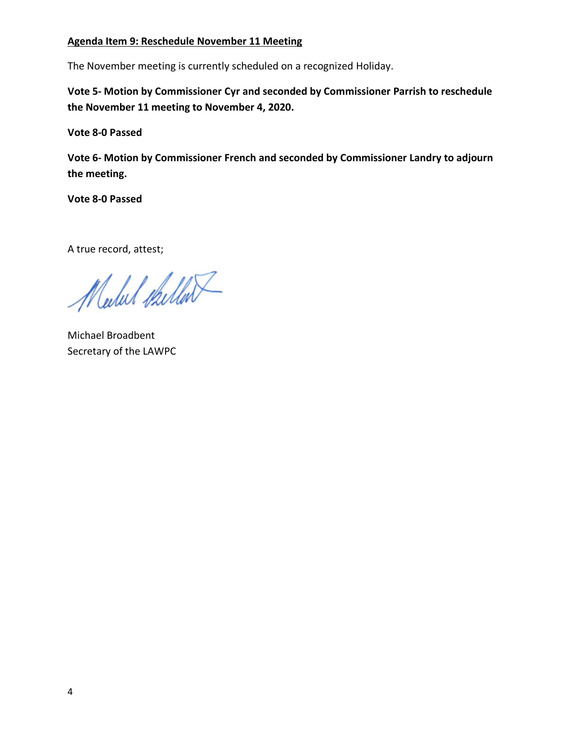**Agenda Item 9: Reschedule November 11 Meeting**

The November meeting is currently scheduled on a recognized Holiday.

**Vote 5- Motion by Commissioner Cyr and seconded by Commissioner Parrish to reschedule the November 11 meeting to November 4, 2020.**

**Vote 8-0 Passed**

**Vote 6- Motion by Commissioner French and seconded by Commissioner Landry to adjourn the meeting.**

**Vote 8-0 Passed**

A true record, attest;

Michael Broadbent
Secretary of the LAWPC